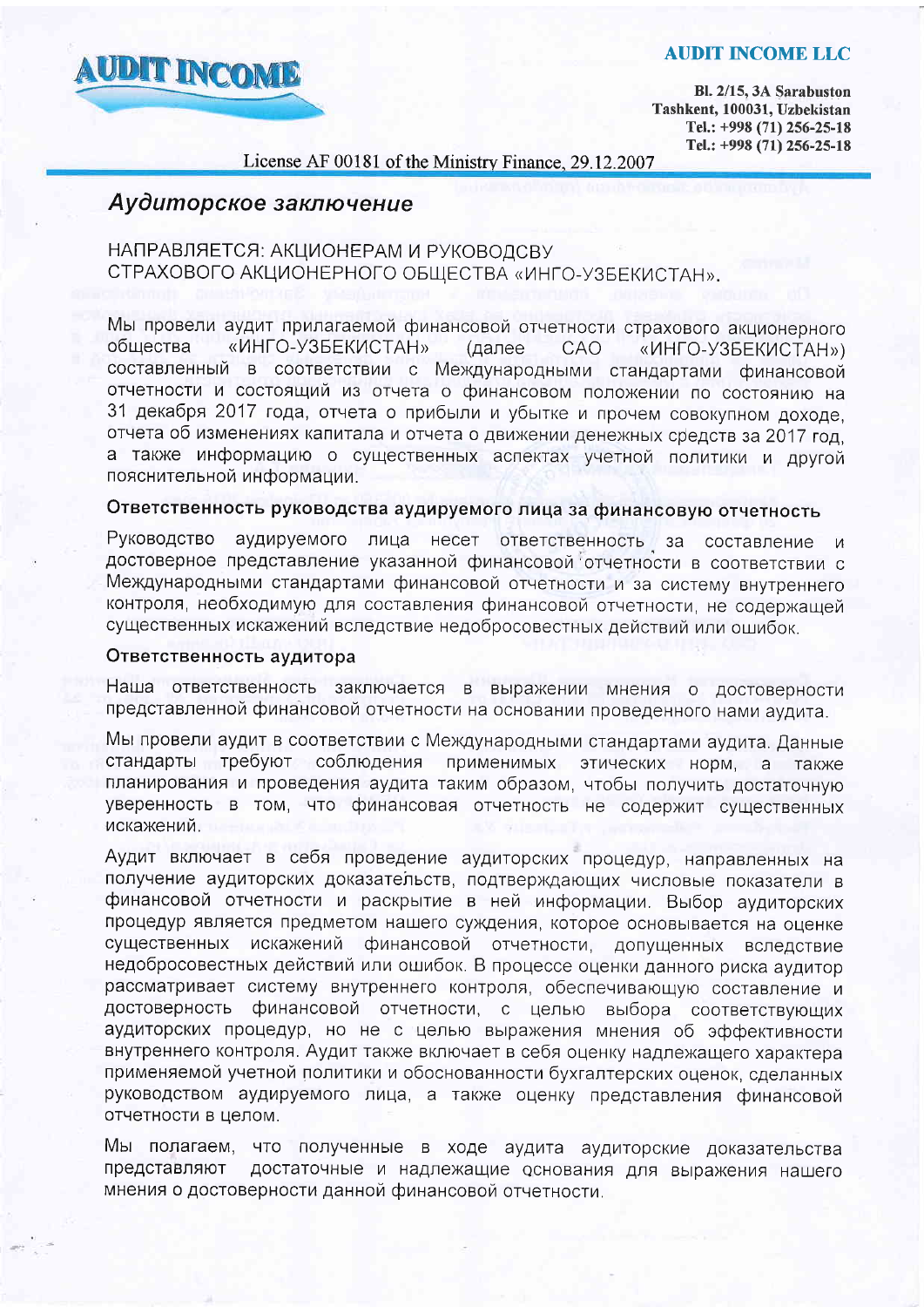**AUDIT INCOME**

**AUDIT INCOME LLC**

**Bl. 2/15, 3A Sarabuston**
**Tashkent, 100031, Uzbekistan**
**Tel.: +998 (71) 256-25-18**
**Tel.: +998 (71) 256-25-18**

License AF 00181 of the Ministry Finance, 29.12.2007

## *Аудиторское заключение*

НАПРАВЛЯЕТСЯ: АКЦИОНЕРАМ И РУКОВОДСВУ СТРАХОВОГО АКЦИОНЕРНОГО ОБЩЕСТВА «ИНГО-УЗБЕКИСТАН».

Мы провели аудит прилагаемой финансовой отчетности страхового акционерного общества «ИНГО-УЗБЕКИСТАН» (далее САО «ИНГО-УЗБЕКИСТАН») составленный в соответствии с Международными стандартами финансовой отчетности и состоящий из отчета о финансовом положении по состоянию на 31 декабря 2017 года, отчета о прибыли и убытке и прочем совокупном доходе, отчета об изменениях капитала и отчета о движении денежных средств за 2017 год, а также информацию о существенных аспектах учетной политики и другой пояснительной информации.

### Ответственность руководства аудируемого лица за финансовую отчетность

Руководство аудируемого лица несет ответственность за составление и достоверное представление указанной финансовой отчетности в соответствии с Международными стандартами финансовой отчетности и за систему внутреннего контроля, необходимую для составления финансовой отчетности, не содержащей существенных искажений вследствие недобросовестных действий или ошибок.

### Ответственность аудитора

Наша ответственность заключается в выражении мнения о достоверности представленной финансовой отчетности на основании проведенного нами аудита.

Мы провели аудит в соответствии с Международными стандартами аудита. Данные стандарты требуют соблюдения применимых этических норм, а также планирования и проведения аудита таким образом, чтобы получить достаточную уверенность в том, что финансовая отчетность не содержит существенных искажений.

Аудит включает в себя проведение аудиторских процедур, направленных на получение аудиторских доказательств, подтверждающих числовые показатели в финансовой отчетности и раскрытие в ней информации. Выбор аудиторских процедур является предметом нашего суждения, которое основывается на оценке существенных искажений финансовой отчетности, допущенных вследствие недобросовестных действий или ошибок. В процессе оценки данного риска аудитор рассматривает систему внутреннего контроля, обеспечивающую составление и достоверность финансовой отчетности, с целью выбора соответствующих аудиторских процедур, но не с целью выражения мнения об эффективности внутреннего контроля. Аудит также включает в себя оценку надлежащего характера применяемой учетной политики и обоснованности бухгалтерских оценок, сделанных руководством аудируемого лица, а также оценку представления финансовой отчетности в целом.

Мы полагаем, что полученные в ходе аудита аудиторские доказательства представляют достаточные и надлежащие основания для выражения нашего мнения о достоверности данной финансовой отчетности.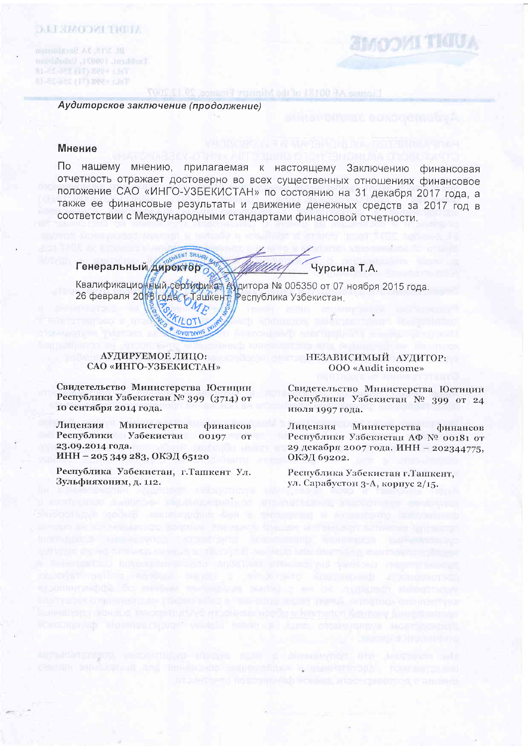*Аудиторское заключение (продолжение)*

## Мнение

По нашему мнению, прилагаемая к настоящему Заключению финансовая отчетность отражает достоверно во всех существенных отношениях финансовое положение САО «ИНГО-УЗБЕКИСТАН» по состоянию на 31 декабря 2017 года, а также ее финансовые результаты и движение денежных средств за 2017 год в соответствии с Международными стандартами финансовой отчетности.

**Генеральный директор** _______________ **Чурсина Т.А.**

Квалификационный сертификат Аудитора № 005350 от 07 ноября 2015 года.
26 февраля 2018 года г.Ташкент, Республика Узбекистан.

**АУДИРУЕМОЕ ЛИЦО:**
**САО «ИНГО-УЗБЕКИСТАН»**

**Свидетельство Министерства Юстиции Республики Узбекистан № 399 (3714) от 10 сентября 2014 года.**

**Лицензия Министерства финансов Республики Узбекистан 00197 от 23.09.2014 года.**
**ИНН – 205 349 283, ОКЭД 65120**

**Республика Узбекистан, г.Ташкент Ул. Зульфияхоним, д. 112.**

**НЕЗАВИСИМЫЙ АУДИТОР:**
**ООО «Audit income»**

**Свидетельство Министерства Юстиции Республики Узбекистан № 399 от 24 июля 1997 года.**

**Лицензия Министерства финансов Республики Узбекистан АФ № 00181 от 29 декабря 2007 года. ИНН – 202344775, ОКЭД 69202.**

**Республика Узбекистан г.Ташкент, ул. Сарабустон 3-А, корпус 2/15.**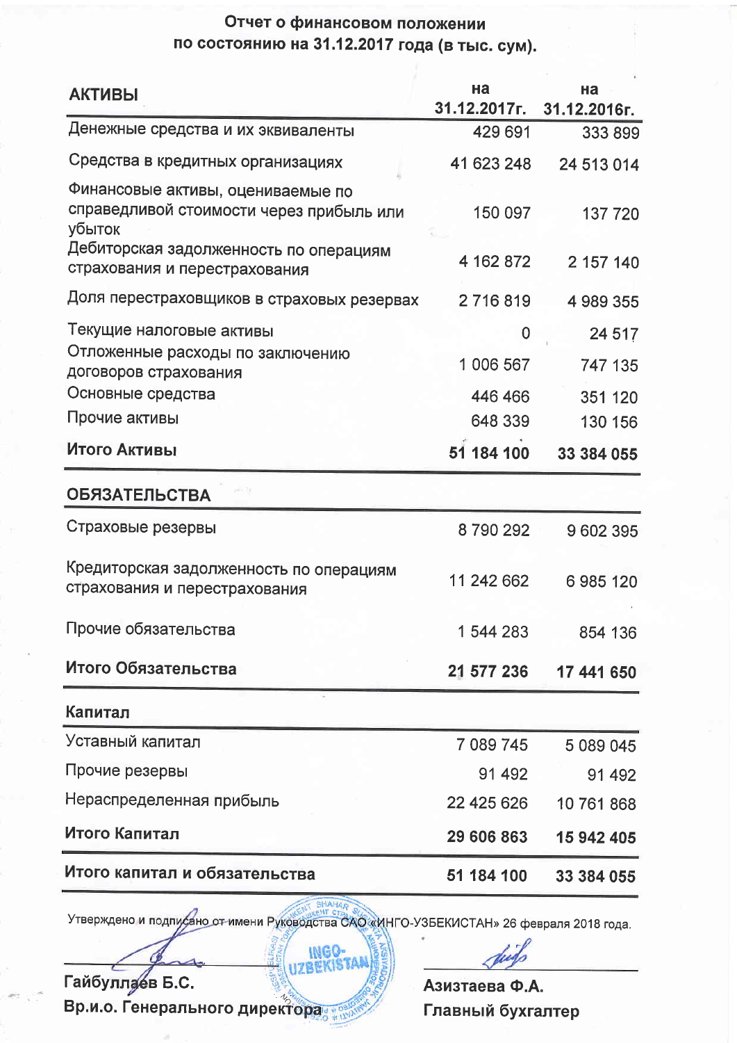# Отчет о финансовом положении
## по состоянию на 31.12.2017 года (в тыс. сум).

| **АКТИВЫ** | на 31.12.2017г. | на 31.12.2016г. |
|---|---|---|
| Денежные средства и их эквиваленты | 429 691 | 333 899 |
| Средства в кредитных организациях | 41 623 248 | 24 513 014 |
| Финансовые активы, оцениваемые по справедливой стоимости через прибыль или убыток | 150 097 | 137 720 |
| Дебиторская задолженность по операциям страхования и перестрахования | 4 162 872 | 2 157 140 |
| Доля перестраховщиков в страховых резервах | 2 716 819 | 4 989 355 |
| Текущие налоговые активы | 0 | 24 517 |
| Отложенные расходы по заключению договоров страхования | 1 006 567 | 747 135 |
| Основные средства | 446 466 | 351 120 |
| Прочие активы | 648 339 | 130 156 |
| **Итого Активы** | **51 184 100** | **33 384 055** |
| **ОБЯЗАТЕЛЬСТВА** | | |
| Страховые резервы | 8 790 292 | 9 602 395 |
| Кредиторская задолженность по операциям страхования и перестрахования | 11 242 662 | 6 985 120 |
| Прочие обязательства | 1 544 283 | 854 136 |
| **Итого Обязательства** | **21 577 236** | **17 441 650** |
| **Капитал** | | |
| Уставный капитал | 7 089 745 | 5 089 045 |
| Прочие резервы | 91 492 | 91 492 |
| Нераспределенная прибыль | 22 425 626 | 10 761 868 |
| **Итого Капитал** | **29 606 863** | **15 942 405** |
| **Итого капитал и обязательства** | **51 184 100** | **33 384 055** |

Утверждено и подписано от имени Руководства САО «ИНГО-УЗБЕКИСТАН» 26 февраля 2018 года.

**Гайбуллаев Б.С.**
**Вр.и.о. Генерального директора**

**Азизтаева Ф.А.**
**Главный бухгалтер**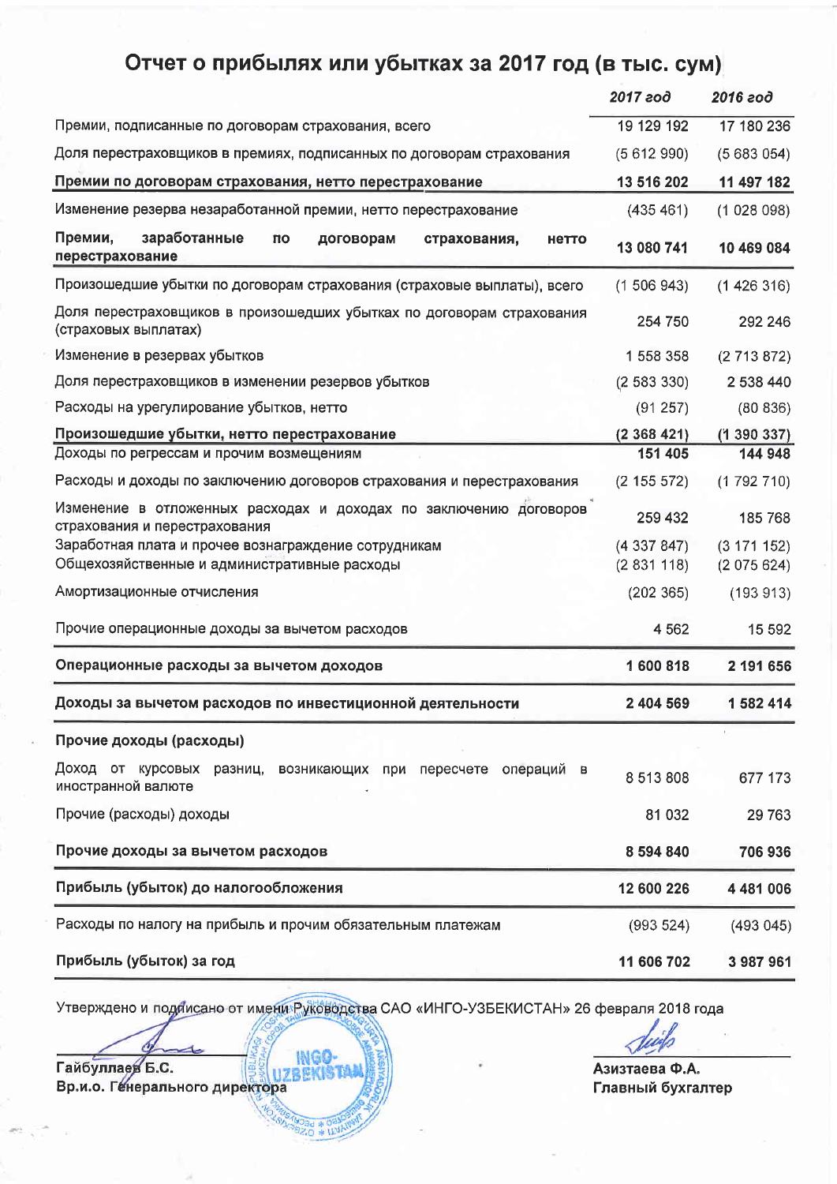# Отчет о прибылях или убытках за 2017 год (в тыс. сум)

| | *2017 год* | *2016 год* |
|---|---|---|
| Премии, подписанные по договорам страхования, всего | 19 129 192 | 17 180 236 |
| Доля перестраховщиков в премиях, подписанных по договорам страхования | (5 612 990) | (5 683 054) |
| **Премии по договорам страхования, нетто перестрахование** | **13 516 202** | **11 497 182** |
| Изменение резерва незаработанной премии, нетто перестрахование | (435 461) | (1 028 098) |
| **Премии, заработанные по договорам страхования, нетто перестрахование** | **13 080 741** | **10 469 084** |
| Произошедшие убытки по договорам страхования (страховые выплаты), всего | (1 506 943) | (1 426 316) |
| Доля перестраховщиков в произошедших убытках по договорам страхования (страховых выплатах) | 254 750 | 292 246 |
| Изменение в резервах убытков | 1 558 358 | (2 713 872) |
| Доля перестраховщиков в изменении резервов убытков | (2 583 330) | 2 538 440 |
| Расходы на урегулирование убытков, нетто | (91 257) | (80 836) |
| **Произошедшие убытки, нетто перестрахование** | **(2 368 421)** | **(1 390 337)** |
| Доходы по регрессам и прочим возмещениям | **151 405** | **144 948** |
| Расходы и доходы по заключению договоров страхования и перестрахования | (2 155 572) | (1 792 710) |
| Изменение в отложенных расходах и доходах по заключению договоров страхования и перестрахования | 259 432 | 185 768 |
| Заработная плата и прочее вознаграждение сотрудникам | (4 337 847) | (3 171 152) |
| Общехозяйственные и административные расходы | (2 831 118) | (2 075 624) |
| Амортизационные отчисления | (202 365) | (193 913) |
| Прочие операционные доходы за вычетом расходов | 4 562 | 15 592 |
| **Операционные расходы за вычетом доходов** | **1 600 818** | **2 191 656** |
| **Доходы за вычетом расходов по инвестиционной деятельности** | **2 404 569** | **1 582 414** |
| **Прочие доходы (расходы)** | | |
| Доход от курсовых разниц, возникающих при пересчете операций в иностранной валюте | 8 513 808 | 677 173 |
| Прочие (расходы) доходы | 81 032 | 29 763 |
| **Прочие доходы за вычетом расходов** | **8 594 840** | **706 936** |
| **Прибыль (убыток) до налогообложения** | **12 600 226** | **4 481 006** |
| Расходы по налогу на прибыль и прочим обязательным платежам | (993 524) | (493 045) |
| **Прибыль (убыток) за год** | **11 606 702** | **3 987 961** |

Утверждено и подписано от имени Руководства САО «ИНГО-УЗБЕКИСТАН» 26 февраля 2018 года

**Гайбуллаев Б.С.**
**Вр.и.о. Генерального директора**

**Азизтаева Ф.А.**
**Главный бухгалтер**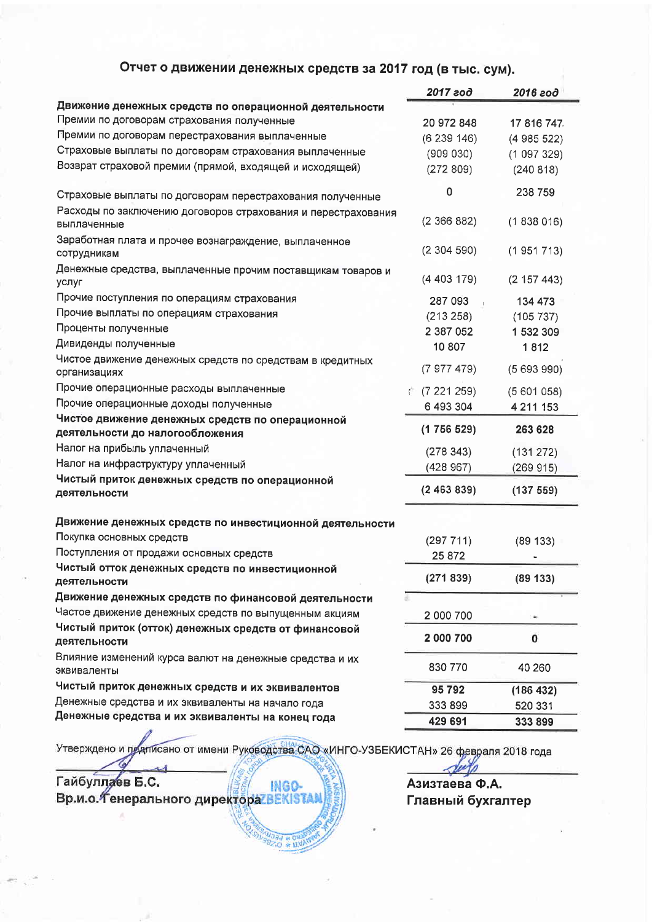# Отчет о движении денежных средств за 2017 год (в тыс. сум).

| | *2017 год* | *2016 год* |
|---|---|---|
| **Движение денежных средств по операционной деятельности** | | |
| Премии по договорам страхования полученные | 20 972 848 | 17 816 747 |
| Премии по договорам перестрахования выплаченные | (6 239 146) | (4 985 522) |
| Страховые выплаты по договорам страхования выплаченные | (909 030) | (1 097 329) |
| Возврат страховой премии (прямой, входящей и исходящей) | (272 809) | (240 818) |
| Страховые выплаты по договорам перестрахования полученные | 0 | 238 759 |
| Расходы по заключению договоров страхования и перестрахования выплаченные | (2 366 882) | (1 838 016) |
| Заработная плата и прочее вознаграждение, выплаченное сотрудникам | (2 304 590) | (1 951 713) |
| Денежные средства, выплаченные прочим поставщикам товаров и услуг | (4 403 179) | (2 157 443) |
| Прочие поступления по операциям страхования | 287 093 | 134 473 |
| Прочие выплаты по операциям страхования | (213 258) | (105 737) |
| Проценты полученные | 2 387 052 | 1 532 309 |
| Дивиденды полученные | 10 807 | 1 812 |
| Чистое движение денежных средств по средствам в кредитных организациях | (7 977 479) | (5 693 990) |
| Прочие операционные расходы выплаченные | (7 221 259) | (5 601 058) |
| Прочие операционные доходы полученные | 6 493 304 | 4 211 153 |
| **Чистое движение денежных средств по операционной деятельности до налогообложения** | **(1 756 529)** | **263 628** |
| Налог на прибыль уплаченный | (278 343) | (131 272) |
| Налог на инфраструктуру уплаченный | (428 967) | (269 915) |
| **Чистый приток денежных средств по операционной деятельности** | **(2 463 839)** | **(137 559)** |
| **Движение денежных средств по инвестиционной деятельности** | | |
| Покупка основных средств | (297 711) | (89 133) |
| Поступления от продажи основных средств | 25 872 | - |
| **Чистый отток денежных средств по инвестиционной деятельности** | **(271 839)** | **(89 133)** |
| **Движение денежных средств по финансовой деятельности** | | |
| Частое движение денежных средств по выпущенным акциям | 2 000 700 | - |
| **Чистый приток (отток) денежных средств от финансовой деятельности** | **2 000 700** | **0** |
| Влияние изменений курса валют на денежные средства и их эквиваленты | 830 770 | 40 260 |
| **Чистый приток денежных средств и их эквивалентов** | **95 792** | **(186 432)** |
| Денежные средства и их эквиваленты на начало года | 333 899 | 520 331 |
| **Денежные средства и их эквиваленты на конец года** | **429 691** | **333 899** |

Утверждено и подписано от имени Руководства САО «ИНГО-УЗБЕКИСТАН» 26 февраля 2018 года

**Гайбуллаев Б.С.**
**Вр.и.о. Генерального директора**

**Азизтаева Ф.А.**
**Главный бухгалтер**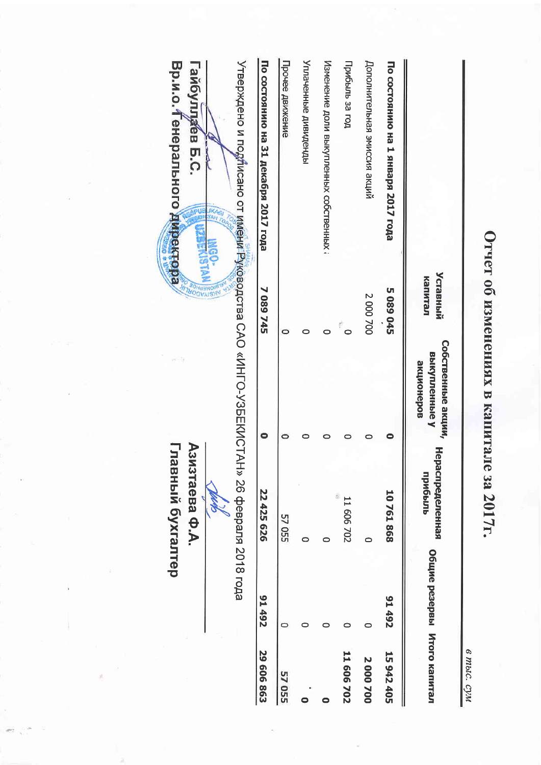# Отчет об изменениях в капитале за 2017г.

*в тыс. сум*

| | Уставный капитал | Собственные акции, выкупленные у акционеров | Нераспределенная прибыль | Общие резервы | Итого капитал |
|---|---|---|---|---|---|
| **По состоянию на 1 января 2017 года** | **5 089 045** | **0** | **10 761 868** | **91 492** | **15 942 405** |
| Дополнительная эмиссия акций | 2 000 700 | 0 | 0 | 0 | **2 000 700** |
| Прибыль за год | 0 | 0 | 11 606 702 | 0 | **11 606 702** |
| Изменение доли выкупленных собственных а | 0 | 0 | 0 | 0 | **0** |
| Уплаченные дивиденды | 0 | 0 | 0 | 0 | **0** |
| Прочее движение | 0 | 0 | 57 055 | 0 | **57 055** |
| **По состоянию на 31 декабря 2017 года** | **7 089 745** | **0** | **22 425 626** | **91 492** | **29 606 863** |

Утверждено и подписано от имени Руководства САО «ИНГО-УЗБЕКИСТАН» 26 февраля 2018 года

**Гайбуллаев Б.С.**
**Вр.и.о. Генерального директора**

**Азизтаева Ф.А.**
**Главный бухгалтер**